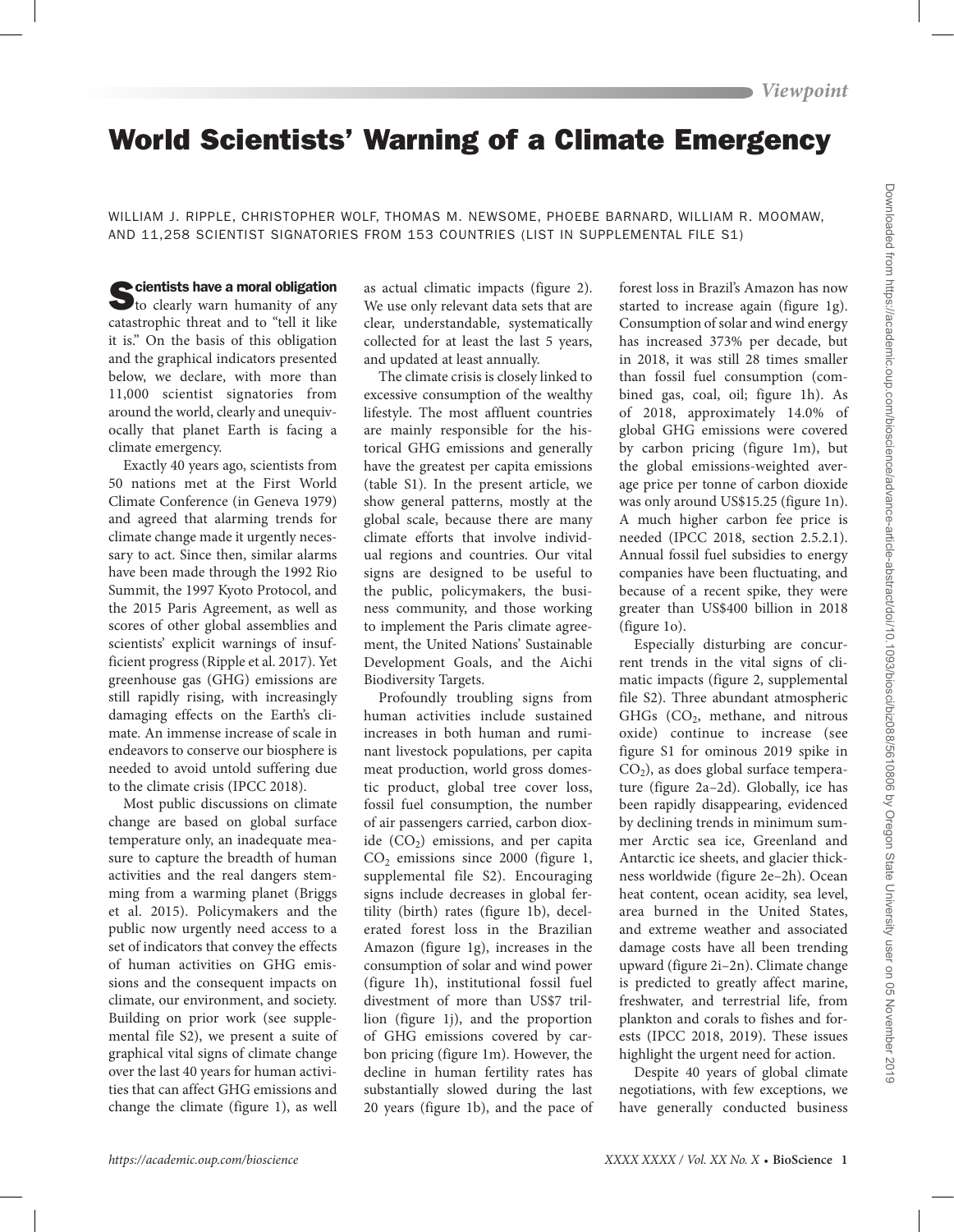# World Scientists' Warning of a Climate Emergency

WILLIAM J. RIPPLE, CHRISTOPHER WOLF, THOMAS M. NEWSOME, PHOEBE BARNARD, WILLIAM R. MOOMAW, AND 11,258 SCIENTIST SIGNATORIES FROM 153 COUNTRIES (LIST IN SUPPLEMENTAL FILE S1)

**Scientists have a moral obligation** to clearly warn humanity of any catastrophic threat and to "tell it like it is." On the basis of this obligation and the graphical indicators presented below, we declare, with more than 11,000 scientist signatories from around the world, clearly and unequivocally that planet Earth is facing a climate emergency.

Exactly 40 years ago, scientists from 50 nations met at the First World Climate Conference (in Geneva 1979) and agreed that alarming trends for climate change made it urgently necessary to act. Since then, similar alarms have been made through the 1992 Rio Summit, the 1997 Kyoto Protocol, and the 2015 Paris Agreement, as well as scores of other global assemblies and scientists' explicit warnings of insufficient progress (Ripple et al. 2017). Yet greenhouse gas (GHG) emissions are still rapidly rising, with increasingly damaging effects on the Earth's climate. An immense increase of scale in endeavors to conserve our biosphere is needed to avoid untold suffering due to the climate crisis (IPCC 2018).

Most public discussions on climate change are based on global surface temperature only, an inadequate measure to capture the breadth of human activities and the real dangers stemming from a warming planet (Briggs et al. 2015). Policymakers and the public now urgently need access to a set of indicators that convey the effects of human activities on GHG emissions and the consequent impacts on climate, our environment, and society. Building on prior work (see supplemental file S2), we present a suite of graphical vital signs of climate change over the last 40 years for human activities that can affect GHG emissions and change the climate (figure 1), as well as actual climatic impacts (figure 2). We use only relevant data sets that are clear, understandable, systematically collected for at least the last 5 years, and updated at least annually.

The climate crisis is closely linked to excessive consumption of the wealthy lifestyle. The most affluent countries are mainly responsible for the historical GHG emissions and generally have the greatest per capita emissions (table S1). In the present article, we show general patterns, mostly at the global scale, because there are many climate efforts that involve individual regions and countries. Our vital signs are designed to be useful to the public, policymakers, the business community, and those working to implement the Paris climate agreement, the United Nations' Sustainable Development Goals, and the Aichi Biodiversity Targets.

Profoundly troubling signs from human activities include sustained increases in both human and ruminant livestock populations, per capita meat production, world gross domestic product, global tree cover loss, fossil fuel consumption, the number of air passengers carried, carbon dioxide ($CO_2$) emissions, and per capita $CO_2$ emissions since 2000 (figure 1, supplemental file S2). Encouraging signs include decreases in global fertility (birth) rates (figure 1b), decelerated forest loss in the Brazilian Amazon (figure 1g), increases in the consumption of solar and wind power (figure 1h), institutional fossil fuel divestment of more than US$7 trillion (figure 1j), and the proportion of GHG emissions covered by carbon pricing (figure 1m). However, the decline in human fertility rates has substantially slowed during the last 20 years (figure 1b), and the pace of forest loss in Brazil's Amazon has now started to increase again (figure 1g). Consumption of solar and wind energy has increased 373% per decade, but in 2018, it was still 28 times smaller than fossil fuel consumption (combined gas, coal, oil; figure 1h). As of 2018, approximately 14.0% of global GHG emissions were covered by carbon pricing (figure 1m), but the global emissions-weighted average price per tonne of carbon dioxide was only around US$15.25 (figure 1n). A much higher carbon fee price is needed (IPCC 2018, section 2.5.2.1). Annual fossil fuel subsidies to energy companies have been fluctuating, and because of a recent spike, they were greater than US$400 billion in 2018 (figure 1o).

Especially disturbing are concurrent trends in the vital signs of climatic impacts (figure 2, supplemental file S2). Three abundant atmospheric GHGs ($CO_2$, methane, and nitrous oxide) continue to increase (see figure S1 for ominous 2019 spike in $CO_2$), as does global surface temperature (figure 2a–2d). Globally, ice has been rapidly disappearing, evidenced by declining trends in minimum summer Arctic sea ice, Greenland and Antarctic ice sheets, and glacier thickness worldwide (figure 2e–2h). Ocean heat content, ocean acidity, sea level, area burned in the United States, and extreme weather and associated damage costs have all been trending upward (figure 2i–2n). Climate change is predicted to greatly affect marine, freshwater, and terrestrial life, from plankton and corals to fishes and forests (IPCC 2018, 2019). These issues highlight the urgent need for action.

Despite 40 years of global climate negotiations, with few exceptions, we have generally conducted business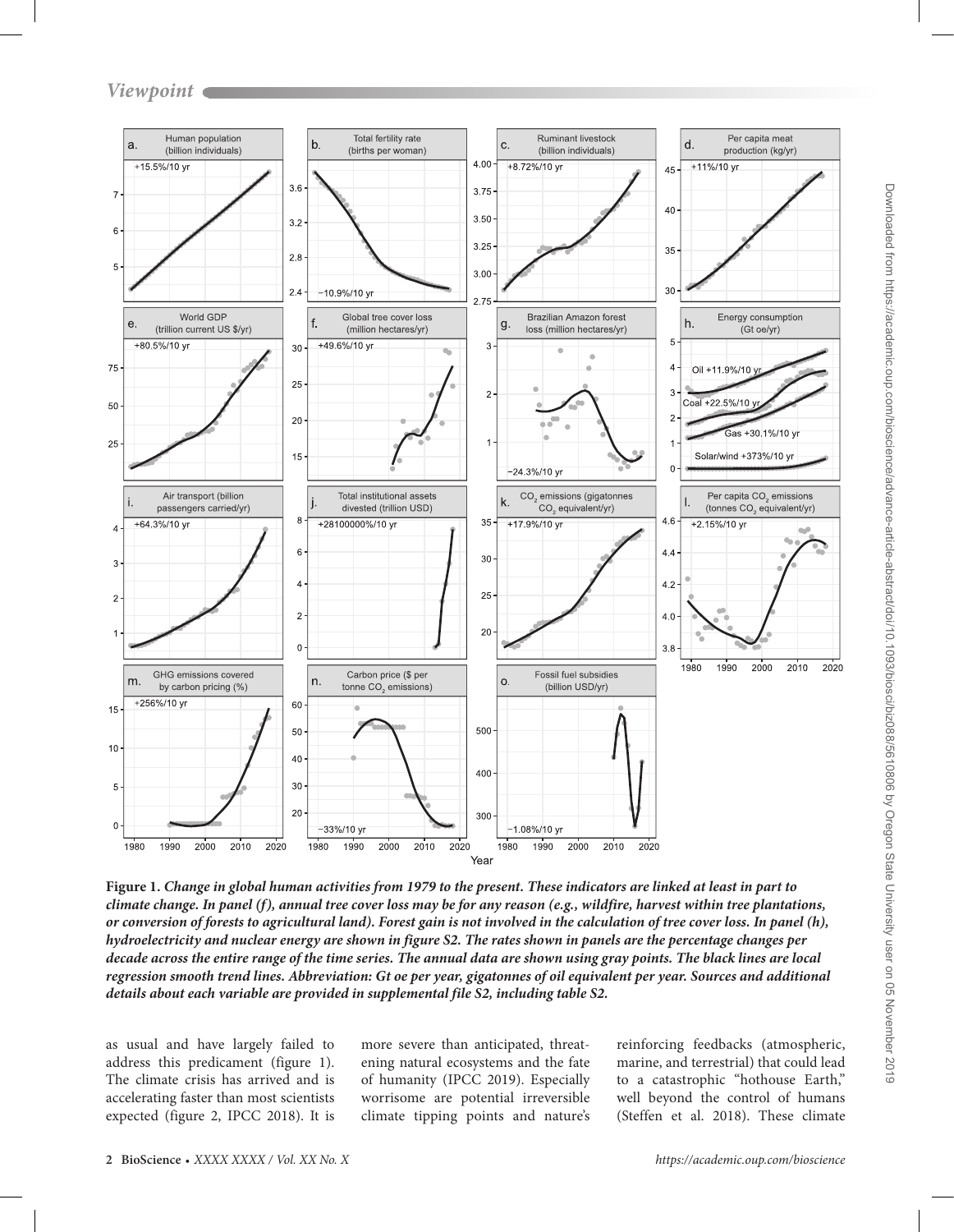**Figure 1. *Change in global human activities from 1979 to the present. These indicators are linked at least in part to climate change. In panel (f), annual tree cover loss may be for any reason (e.g., wildfire, harvest within tree plantations, or conversion of forests to agricultural land). Forest gain is not involved in the calculation of tree cover loss. In panel (h), hydroelectricity and nuclear energy are shown in figure S2. The rates shown in panels are the percentage changes per decade across the entire range of the time series. The annual data are shown using gray points. The black lines are local regression smooth trend lines. Abbreviation: Gt oe per year, gigatonnes of oil equivalent per year. Sources and additional details about each variable are provided in supplemental file S2, including table S2.***

as usual and have largely failed to address this predicament (figure 1). The climate crisis has arrived and is accelerating faster than most scientists expected (figure 2, IPCC 2018). It is more severe than anticipated, threatening natural ecosystems and the fate of humanity (IPCC 2019). Especially worrisome are potential irreversible climate tipping points and nature's reinforcing feedbacks (atmospheric, marine, and terrestrial) that could lead to a catastrophic "hothouse Earth," well beyond the control of humans (Steffen et al. 2018). These climate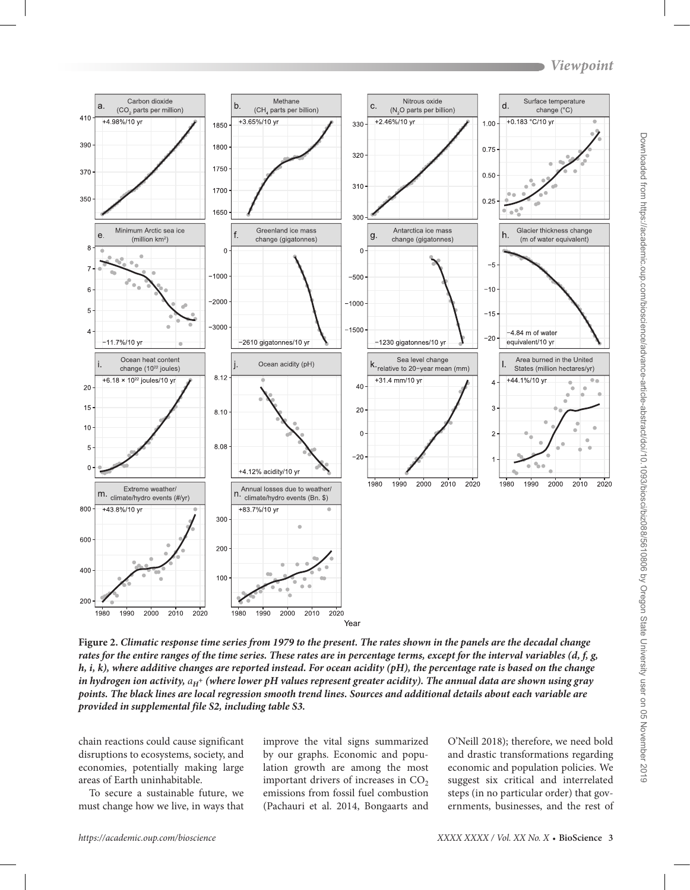**Figure 2.** ***Climatic response time series from 1979 to the present. The rates shown in the panels are the decadal change rates for the entire ranges of the time series. These rates are in percentage terms, except for the interval variables (d, f, g, h, i, k), where additive changes are reported instead. For ocean acidity (pH), the percentage rate is based on the change in hydrogen ion activity, $a_{H^+}$ (where lower pH values represent greater acidity). The annual data are shown using gray points. The black lines are local regression smooth trend lines. Sources and additional details about each variable are provided in supplemental file S2, including table S3.***

chain reactions could cause significant disruptions to ecosystems, society, and economies, potentially making large areas of Earth uninhabitable.

To secure a sustainable future, we must change how we live, in ways that improve the vital signs summarized by our graphs. Economic and population growth are among the most important drivers of increases in $CO_2$ emissions from fossil fuel combustion (Pachauri et al. 2014, Bongaarts and O'Neill 2018); therefore, we need bold and drastic transformations regarding economic and population policies. We suggest six critical and interrelated steps (in no particular order) that governments, businesses, and the rest of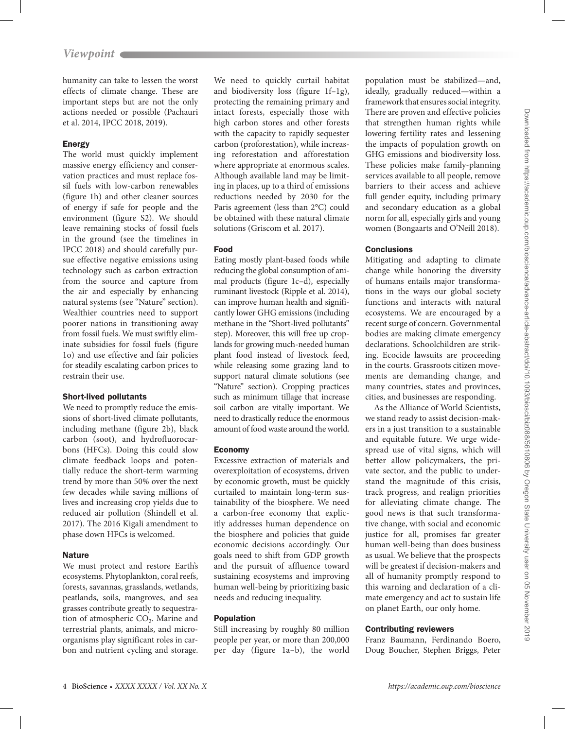humanity can take to lessen the worst effects of climate change. These are important steps but are not the only actions needed or possible (Pachauri et al. 2014, IPCC 2018, 2019).

### Energy

The world must quickly implement massive energy efficiency and conservation practices and must replace fossil fuels with low-carbon renewables (figure 1h) and other cleaner sources of energy if safe for people and the environment (figure S2). We should leave remaining stocks of fossil fuels in the ground (see the timelines in IPCC 2018) and should carefully pursue effective negative emissions using technology such as carbon extraction from the source and capture from the air and especially by enhancing natural systems (see "Nature" section). Wealthier countries need to support poorer nations in transitioning away from fossil fuels. We must swiftly eliminate subsidies for fossil fuels (figure 1o) and use effective and fair policies for steadily escalating carbon prices to restrain their use.

### Short-lived pollutants

We need to promptly reduce the emissions of short-lived climate pollutants, including methane (figure 2b), black carbon (soot), and hydrofluorocarbons (HFCs). Doing this could slow climate feedback loops and potentially reduce the short-term warming trend by more than 50% over the next few decades while saving millions of lives and increasing crop yields due to reduced air pollution (Shindell et al. 2017). The 2016 Kigali amendment to phase down HFCs is welcomed.

### Nature

We must protect and restore Earth's ecosystems. Phytoplankton, coral reefs, forests, savannas, grasslands, wetlands, peatlands, soils, mangroves, and sea grasses contribute greatly to sequestration of atmospheric $CO_2$. Marine and terrestrial plants, animals, and microorganisms play significant roles in carbon and nutrient cycling and storage. We need to quickly curtail habitat and biodiversity loss (figure 1f–1g), protecting the remaining primary and intact forests, especially those with high carbon stores and other forests with the capacity to rapidly sequester carbon (proforestation), while increasing reforestation and afforestation where appropriate at enormous scales. Although available land may be limiting in places, up to a third of emissions reductions needed by 2030 for the Paris agreement (less than 2°C) could be obtained with these natural climate solutions (Griscom et al. 2017).

### Food

Eating mostly plant-based foods while reducing the global consumption of animal products (figure 1c–d), especially ruminant livestock (Ripple et al. 2014), can improve human health and significantly lower GHG emissions (including methane in the "Short-lived pollutants" step). Moreover, this will free up croplands for growing much-needed human plant food instead of livestock feed, while releasing some grazing land to support natural climate solutions (see "Nature" section). Cropping practices such as minimum tillage that increase soil carbon are vitally important. We need to drastically reduce the enormous amount of food waste around the world.

### Economy

Excessive extraction of materials and overexploitation of ecosystems, driven by economic growth, must be quickly curtailed to maintain long-term sustainability of the biosphere. We need a carbon-free economy that explicitly addresses human dependence on the biosphere and policies that guide economic decisions accordingly. Our goals need to shift from GDP growth and the pursuit of affluence toward sustaining ecosystems and improving human well-being by prioritizing basic needs and reducing inequality.

### Population

Still increasing by roughly 80 million people per year, or more than 200,000 per day (figure 1a–b), the world population must be stabilized—and, ideally, gradually reduced—within a framework that ensures social integrity. There are proven and effective policies that strengthen human rights while lowering fertility rates and lessening the impacts of population growth on GHG emissions and biodiversity loss. These policies make family-planning services available to all people, remove barriers to their access and achieve full gender equity, including primary and secondary education as a global norm for all, especially girls and young women (Bongaarts and O'Neill 2018).

### Conclusions

Mitigating and adapting to climate change while honoring the diversity of humans entails major transformations in the ways our global society functions and interacts with natural ecosystems. We are encouraged by a recent surge of concern. Governmental bodies are making climate emergency declarations. Schoolchildren are striking. Ecocide lawsuits are proceeding in the courts. Grassroots citizen movements are demanding change, and many countries, states and provinces, cities, and businesses are responding.

As the Alliance of World Scientists, we stand ready to assist decision-makers in a just transition to a sustainable and equitable future. We urge widespread use of vital signs, which will better allow policymakers, the private sector, and the public to understand the magnitude of this crisis, track progress, and realign priorities for alleviating climate change. The good news is that such transformative change, with social and economic justice for all, promises far greater human well-being than does business as usual. We believe that the prospects will be greatest if decision-makers and all of humanity promptly respond to this warning and declaration of a climate emergency and act to sustain life on planet Earth, our only home.

### Contributing reviewers

Franz Baumann, Ferdinando Boero, Doug Boucher, Stephen Briggs, Peter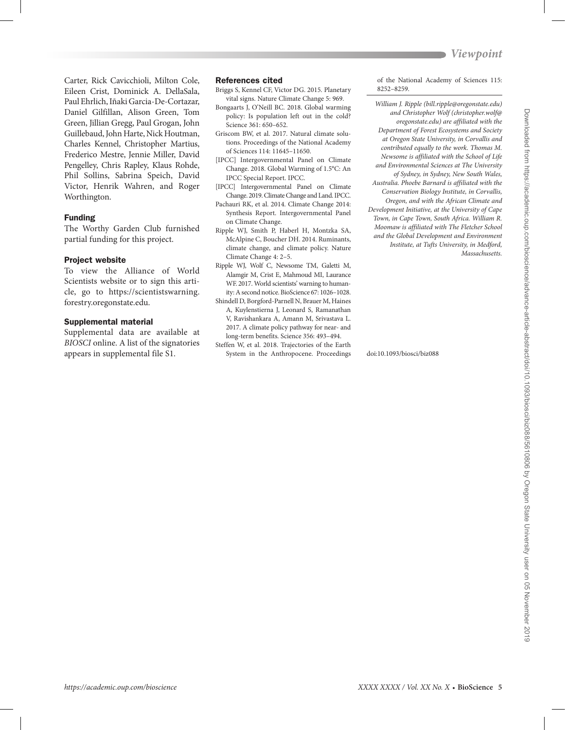Carter, Rick Cavicchioli, Milton Cole, Eileen Crist, Dominick A. DellaSala, Paul Ehrlich, Iñaki Garcia-De-Cortazar, Daniel Gilfillan, Alison Green, Tom Green, Jillian Gregg, Paul Grogan, John Guillebaud, John Harte, Nick Houtman, Charles Kennel, Christopher Martius, Frederico Mestre, Jennie Miller, David Pengelley, Chris Rapley, Klaus Rohde, Phil Sollins, Sabrina Speich, David Victor, Henrik Wahren, and Roger Worthington.

## Funding

The Worthy Garden Club furnished partial funding for this project.

## Project website

To view the Alliance of World Scientists website or to sign this article, go to https://scientistswarning.forestry.oregonstate.edu.

## Supplemental material

Supplemental data are available at *BIOSCI* online. A list of the signatories appears in supplemental file S1.

## References cited

Briggs S, Kennel CF, Victor DG. 2015. Planetary vital signs. Nature Climate Change 5: 969.

Bongaarts J, O'Neill BC. 2018. Global warming policy: Is population left out in the cold? Science 361: 650–652.

Griscom BW, et al. 2017. Natural climate solutions. Proceedings of the National Academy of Sciences 114: 11645–11650.

[IPCC] Intergovernmental Panel on Climate Change. 2018. Global Warming of 1.5°C: An IPCC Special Report. IPCC.

[IPCC] Intergovernmental Panel on Climate Change. 2019. Climate Change and Land. IPCC.

Pachauri RK, et al. 2014. Climate Change 2014: Synthesis Report. Intergovernmental Panel on Climate Change.

Ripple WJ, Smith P, Haberl H, Montzka SA, McAlpine C, Boucher DH. 2014. Ruminants, climate change, and climate policy. Nature Climate Change 4: 2–5.

Ripple WJ, Wolf C, Newsome TM, Galetti M, Alamgir M, Crist E, Mahmoud MI, Laurance WF. 2017. World scientists' warning to humanity: A second notice. BioScience 67: 1026–1028.

Shindell D, Borgford-Parnell N, Brauer M, Haines A, Kuylenstierna J, Leonard S, Ramanathan V, Ravishankara A, Amann M, Srivastava L. 2017. A climate policy pathway for near- and long-term benefits. Science 356: 493–494.

Steffen W, et al. 2018. Trajectories of the Earth System in the Anthropocene. Proceedings of the National Academy of Sciences 115: 8252–8259.

*William J. Ripple (bill.ripple@oregonstate.edu) and Christopher Wolf (christopher.wolf@oregonstate.edu) are affiliated with the Department of Forest Ecosystems and Society at Oregon State University, in Corvallis and contributed equally to the work. Thomas M. Newsome is affiliated with the School of Life and Environmental Sciences at The University of Sydney, in Sydney, New South Wales, Australia. Phoebe Barnard is affiliated with the Conservation Biology Institute, in Corvallis, Oregon, and with the African Climate and Development Initiative, at the University of Cape Town, in Cape Town, South Africa. William R. Moomaw is affiliated with The Fletcher School and the Global Development and Environment Institute, at Tufts University, in Medford, Massachusetts.*

doi:10.1093/biosci/biz088